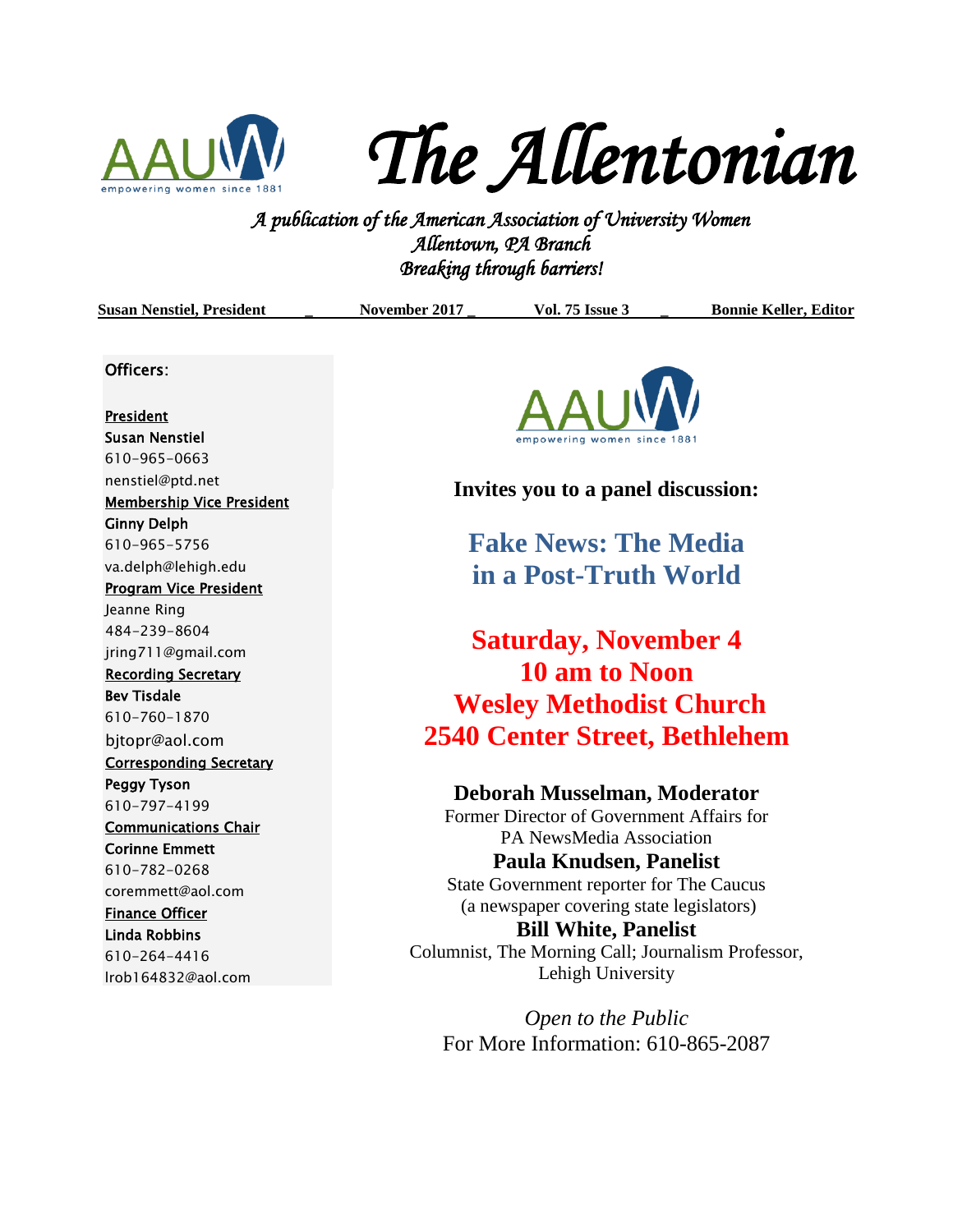# The Allentonian

*A publication of the American Association of University Women*
*Allentown, PA Branch*
*Breaking through barriers!*

**Susan Nenstiel, President _ November 2017 _ Vol. 75 Issue 3 _ Bonnie Keller, Editor**

Officers:

**President**
Susan Nenstiel
610-965-0663
nenstiel@ptd.net

**Membership Vice President**
Ginny Delph
610-965-5756
va.delph@lehigh.edu

**Program Vice President**
Jeanne Ring
484-239-8604
jring711@gmail.com

**Recording Secretary**
Bev Tisdale
610-760-1870
bjtopr@aol.com

**Corresponding Secretary**
Peggy Tyson
610-797-4199

**Communications Chair**
Corinne Emmett
610-782-0268
coremmett@aol.com

**Finance Officer**
Linda Robbins
610-264-4416
lrob164832@aol.com

AAUW empowering women since 1881

**Invites you to a panel discussion:**

## Fake News: The Media in a Post-Truth World

**Saturday, November 4**
**10 am to Noon**
**Wesley Methodist Church**
**2540 Center Street, Bethlehem**

**Deborah Musselman, Moderator**
Former Director of Government Affairs for PA NewsMedia Association

**Paula Knudsen, Panelist**
State Government reporter for The Caucus (a newspaper covering state legislators)

**Bill White, Panelist**
Columnist, The Morning Call; Journalism Professor, Lehigh University

*Open to the Public*
For More Information: 610-865-2087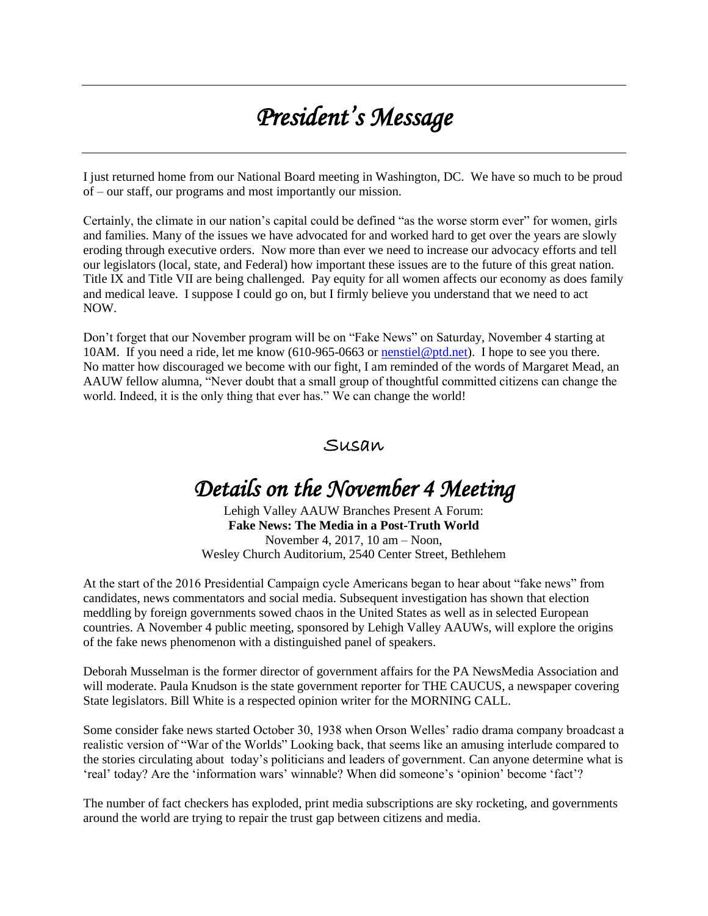# *President's Message*

I just returned home from our National Board meeting in Washington, DC. We have so much to be proud of – our staff, our programs and most importantly our mission.

Certainly, the climate in our nation's capital could be defined "as the worse storm ever" for women, girls and families. Many of the issues we have advocated for and worked hard to get over the years are slowly eroding through executive orders. Now more than ever we need to increase our advocacy efforts and tell our legislators (local, state, and Federal) how important these issues are to the future of this great nation. Title IX and Title VII are being challenged. Pay equity for all women affects our economy as does family and medical leave. I suppose I could go on, but I firmly believe you understand that we need to act NOW.

Don't forget that our November program will be on "Fake News" on Saturday, November 4 starting at 10AM. If you need a ride, let me know (610-965-0663 or nenstiel@ptd.net). I hope to see you there. No matter how discouraged we become with our fight, I am reminded of the words of Margaret Mead, an AAUW fellow alumna, "Never doubt that a small group of thoughtful committed citizens can change the world. Indeed, it is the only thing that ever has." We can change the world!

Susan

# *Details on the November 4 Meeting*

Lehigh Valley AAUW Branches Present A Forum:
**Fake News: The Media in a Post-Truth World**
November 4, 2017, 10 am – Noon,
Wesley Church Auditorium, 2540 Center Street, Bethlehem

At the start of the 2016 Presidential Campaign cycle Americans began to hear about "fake news" from candidates, news commentators and social media. Subsequent investigation has shown that election meddling by foreign governments sowed chaos in the United States as well as in selected European countries. A November 4 public meeting, sponsored by Lehigh Valley AAUWs, will explore the origins of the fake news phenomenon with a distinguished panel of speakers.

Deborah Musselman is the former director of government affairs for the PA NewsMedia Association and will moderate. Paula Knudson is the state government reporter for THE CAUCUS, a newspaper covering State legislators. Bill White is a respected opinion writer for the MORNING CALL.

Some consider fake news started October 30, 1938 when Orson Welles' radio drama company broadcast a realistic version of "War of the Worlds" Looking back, that seems like an amusing interlude compared to the stories circulating about today's politicians and leaders of government. Can anyone determine what is 'real' today? Are the 'information wars' winnable? When did someone's 'opinion' become 'fact'?

The number of fact checkers has exploded, print media subscriptions are sky rocketing, and governments around the world are trying to repair the trust gap between citizens and media.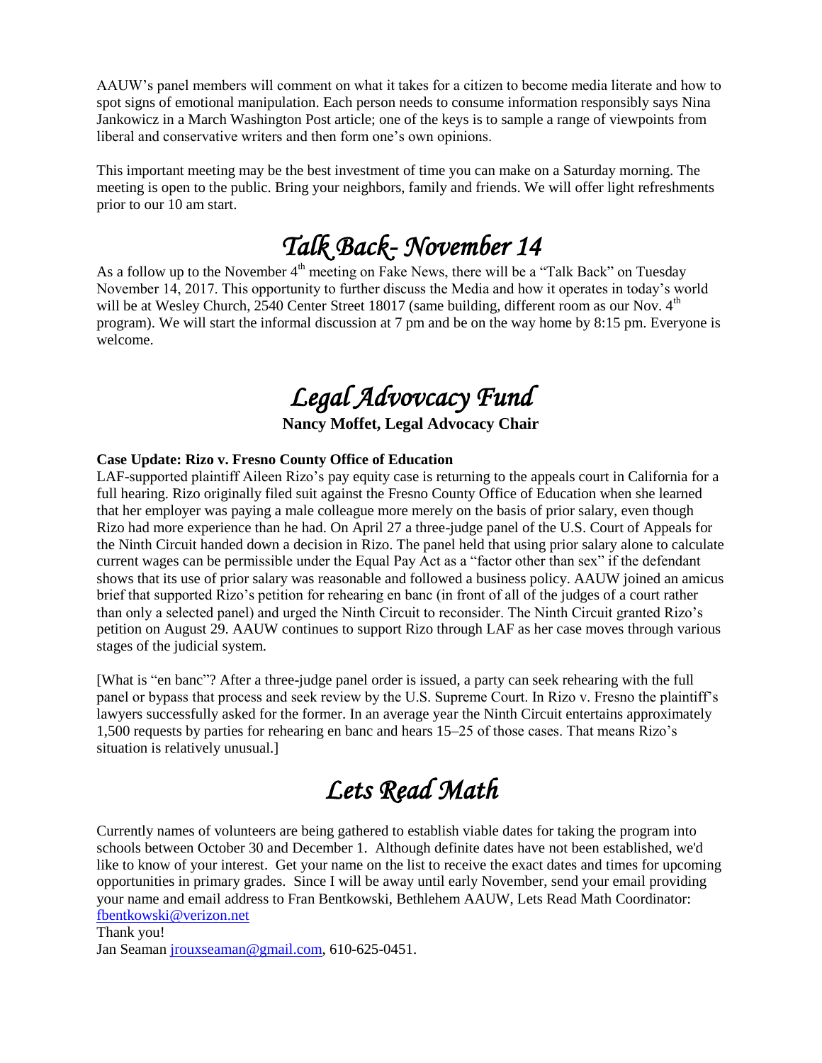AAUW's panel members will comment on what it takes for a citizen to become media literate and how to spot signs of emotional manipulation. Each person needs to consume information responsibly says Nina Jankowicz in a March Washington Post article; one of the keys is to sample a range of viewpoints from liberal and conservative writers and then form one's own opinions.

This important meeting may be the best investment of time you can make on a Saturday morning. The meeting is open to the public. Bring your neighbors, family and friends. We will offer light refreshments prior to our 10 am start.

# *Talk Back- November 14*

As a follow up to the November 4th meeting on Fake News, there will be a "Talk Back" on Tuesday November 14, 2017. This opportunity to further discuss the Media and how it operates in today's world will be at Wesley Church, 2540 Center Street 18017 (same building, different room as our Nov. 4th program). We will start the informal discussion at 7 pm and be on the way home by 8:15 pm. Everyone is welcome.

# *Legal Advovcacy Fund*

**Nancy Moffet, Legal Advocacy Chair**

**Case Update: Rizo v. Fresno County Office of Education**

LAF-supported plaintiff Aileen Rizo's pay equity case is returning to the appeals court in California for a full hearing. Rizo originally filed suit against the Fresno County Office of Education when she learned that her employer was paying a male colleague more merely on the basis of prior salary, even though Rizo had more experience than he had. On April 27 a three-judge panel of the U.S. Court of Appeals for the Ninth Circuit handed down a decision in Rizo. The panel held that using prior salary alone to calculate current wages can be permissible under the Equal Pay Act as a "factor other than sex" if the defendant shows that its use of prior salary was reasonable and followed a business policy. AAUW joined an amicus brief that supported Rizo's petition for rehearing en banc (in front of all of the judges of a court rather than only a selected panel) and urged the Ninth Circuit to reconsider. The Ninth Circuit granted Rizo's petition on August 29. AAUW continues to support Rizo through LAF as her case moves through various stages of the judicial system.

[What is "en banc"? After a three-judge panel order is issued, a party can seek rehearing with the full panel or bypass that process and seek review by the U.S. Supreme Court. In Rizo v. Fresno the plaintiff's lawyers successfully asked for the former. In an average year the Ninth Circuit entertains approximately 1,500 requests by parties for rehearing en banc and hears 15–25 of those cases. That means Rizo's situation is relatively unusual.]

# *Lets Read Math*

Currently names of volunteers are being gathered to establish viable dates for taking the program into schools between October 30 and December 1. Although definite dates have not been established, we'd like to know of your interest. Get your name on the list to receive the exact dates and times for upcoming opportunities in primary grades. Since I will be away until early November, send your email providing your name and email address to Fran Bentkowski, Bethlehem AAUW, Lets Read Math Coordinator: fbentkowski@verizon.net

Thank you!

Jan Seaman jrouxseaman@gmail.com, 610-625-0451.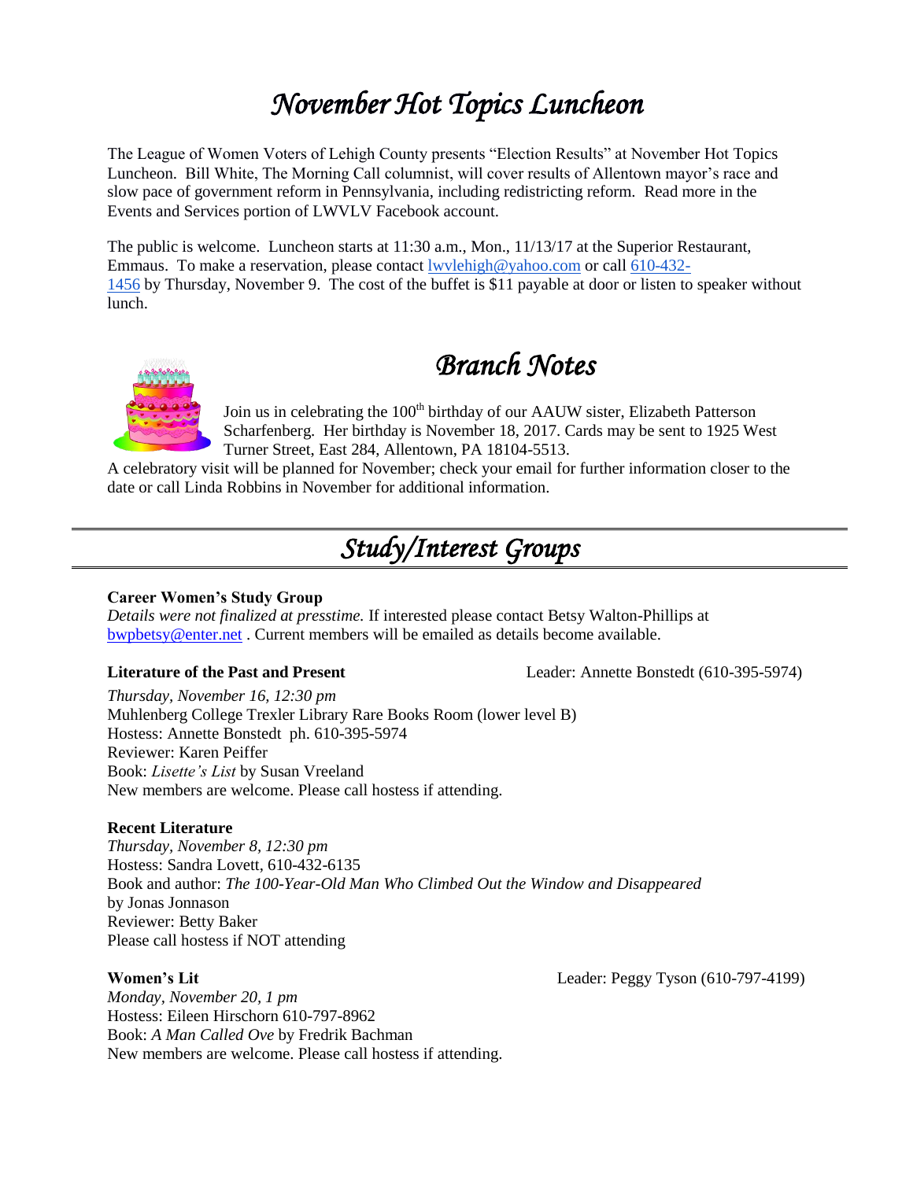# *November Hot Topics Luncheon*

The League of Women Voters of Lehigh County presents "Election Results" at November Hot Topics Luncheon. Bill White, The Morning Call columnist, will cover results of Allentown mayor's race and slow pace of government reform in Pennsylvania, including redistricting reform. Read more in the Events and Services portion of LWVLV Facebook account.

The public is welcome. Luncheon starts at 11:30 a.m., Mon., 11/13/17 at the Superior Restaurant, Emmaus. To make a reservation, please contact lwvlehigh@yahoo.com or call 610-432-1456 by Thursday, November 9. The cost of the buffet is $11 payable at door or listen to speaker without lunch.

# *Branch Notes*

Join us in celebrating the 100th birthday of our AAUW sister, Elizabeth Patterson Scharfenberg. Her birthday is November 18, 2017. Cards may be sent to 1925 West Turner Street, East 284, Allentown, PA 18104-5513.
A celebratory visit will be planned for November; check your email for further information closer to the date or call Linda Robbins in November for additional information.

# *Study/Interest Groups*

**Career Women's Study Group**
*Details were not finalized at presstime.* If interested please contact Betsy Walton-Phillips at bwpbetsy@enter.net . Current members will be emailed as details become available.

**Literature of the Past and Present** Leader: Annette Bonstedt (610-395-5974)

*Thursday, November 16, 12:30 pm*
Muhlenberg College Trexler Library Rare Books Room (lower level B)
Hostess: Annette Bonstedt ph. 610-395-5974
Reviewer: Karen Peiffer
Book: *Lisette's List* by Susan Vreeland
New members are welcome. Please call hostess if attending.

**Recent Literature**
*Thursday, November 8, 12:30 pm*
Hostess: Sandra Lovett, 610-432-6135
Book and author: *The 100-Year-Old Man Who Climbed Out the Window and Disappeared* by Jonas Jonnason
Reviewer: Betty Baker
Please call hostess if NOT attending

**Women's Lit** Leader: Peggy Tyson (610-797-4199)
*Monday, November 20, 1 pm*
Hostess: Eileen Hirschorn 610-797-8962
Book: *A Man Called Ove* by Fredrik Bachman
New members are welcome. Please call hostess if attending.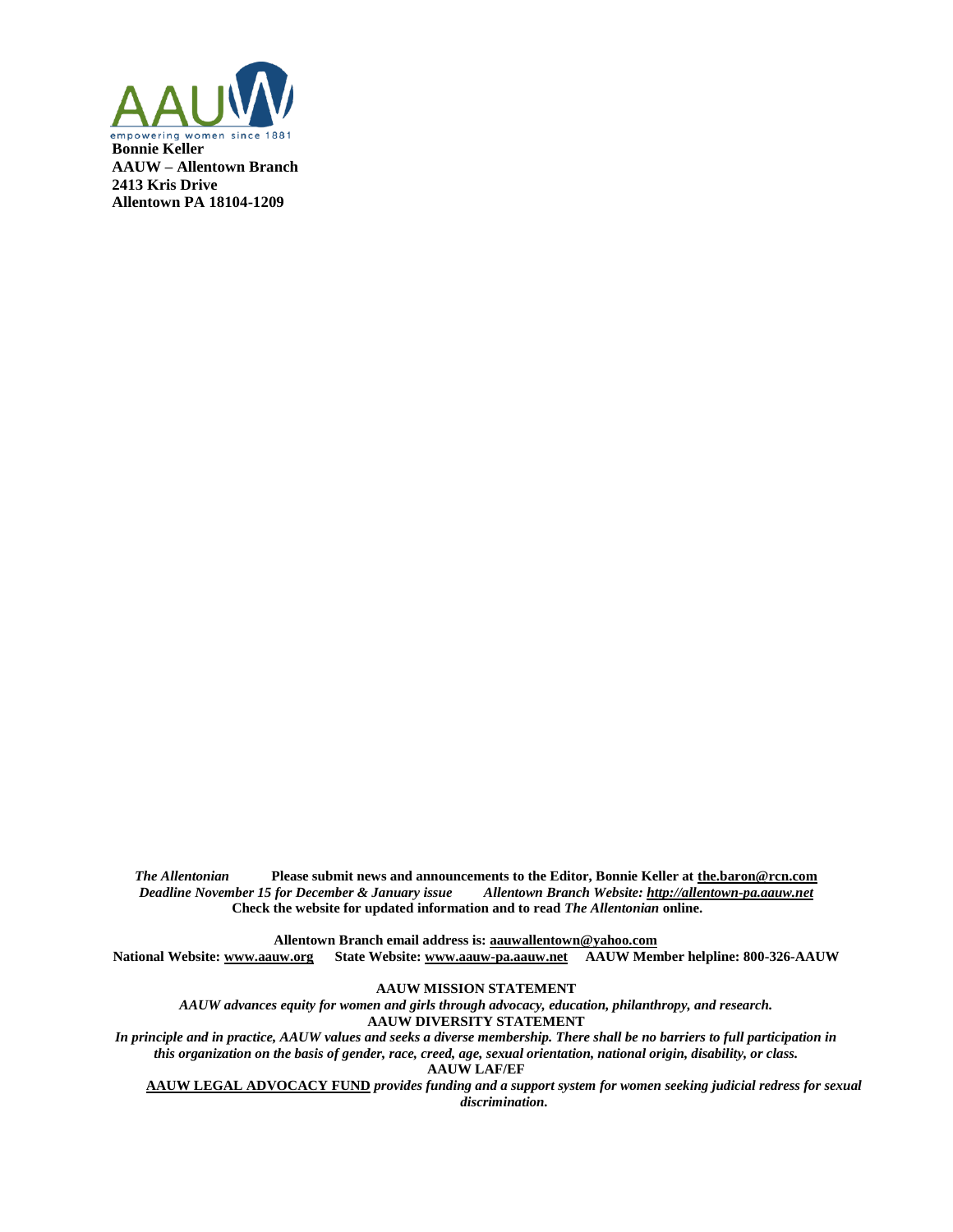empowering women since 1881

**Bonnie Keller**
**AAUW – Allentown Branch**
**2413 Kris Drive**
**Allentown PA 18104-1209**

***The Allentonian*** **Please submit news and announcements to the Editor, Bonnie Keller at the.baron@rcn.com**
***Deadline November 15 for December & January issue*** ***Allentown Branch Website: http://allentown-pa.aauw.net***
**Check the website for updated information and to read *The Allentonian* online.**

**Allentown Branch email address is: aauwallentown@yahoo.com**
**National Website: www.aauw.org State Website: www.aauw-pa.aauw.net AAUW Member helpline: 800-326-AAUW**

**AAUW MISSION STATEMENT**

***AAUW advances equity for women and girls through advocacy, education, philanthropy, and research.***

**AAUW DIVERSITY STATEMENT**

***In principle and in practice, AAUW values and seeks a diverse membership. There shall be no barriers to full participation in this organization on the basis of gender, race, creed, age, sexual orientation, national origin, disability, or class.***

**AAUW LAF/EF**

**AAUW LEGAL ADVOCACY FUND** ***provides funding and a support system for women seeking judicial redress for sexual discrimination.***